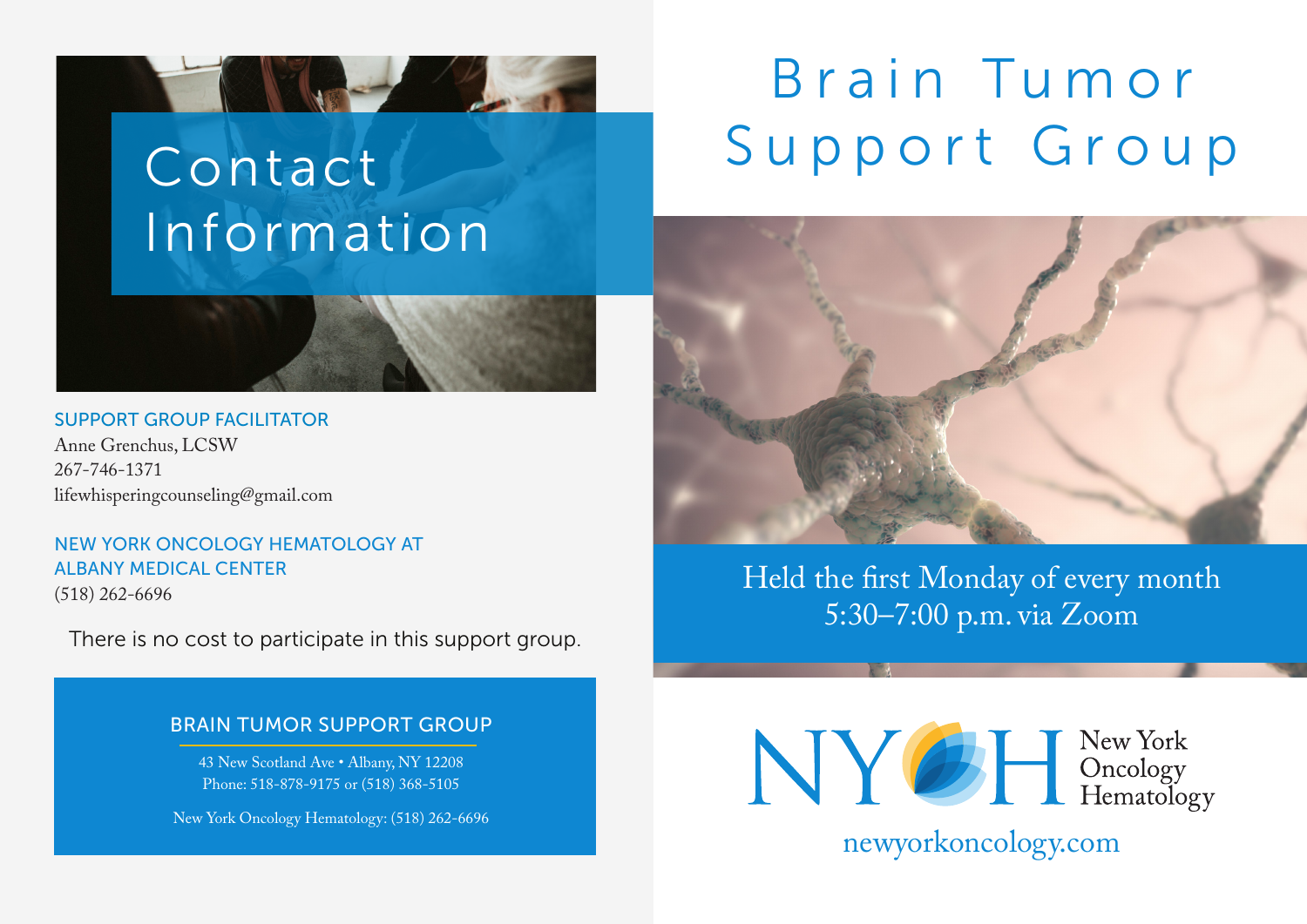# Brain Tumor Support Group

Held the first Monday of every month
5:30–7:00 p.m. via Zoom

NY OH New York Oncology Hematology

newyorkoncology.com

## Contact Information

**SUPPORT GROUP FACILITATOR**
Anne Grenchus, LCSW
267-746-1371
lifewhisperingcounseling@gmail.com

**NEW YORK ONCOLOGY HEMATOLOGY AT ALBANY MEDICAL CENTER**
(518) 262-6696

There is no cost to participate in this support group.

### BRAIN TUMOR SUPPORT GROUP

43 New Scotland Ave • Albany, NY 12208
Phone: 518-878-9175 or (518) 368-5105

New York Oncology Hematology: (518) 262-6696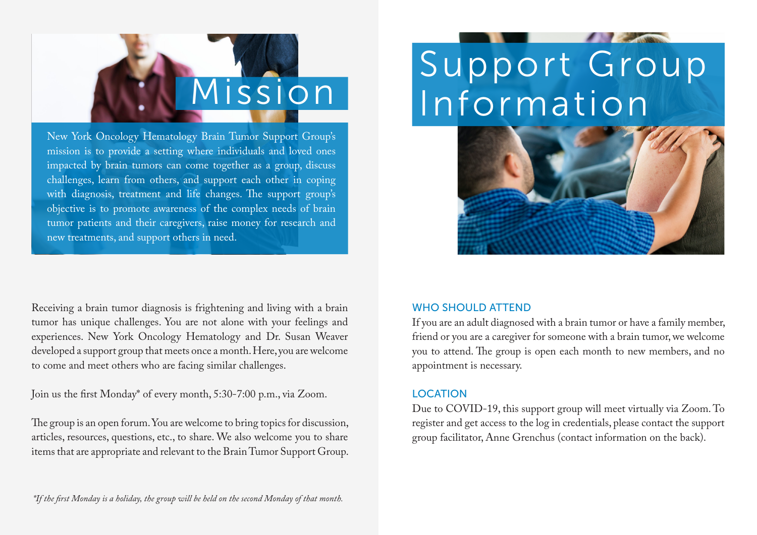# Mission

New York Oncology Hematology Brain Tumor Support Group's mission is to provide a setting where individuals and loved ones impacted by brain tumors can come together as a group, discuss challenges, learn from others, and support each other in coping with diagnosis, treatment and life changes. The support group's objective is to promote awareness of the complex needs of brain tumor patients and their caregivers, raise money for research and new treatments, and support others in need.

Receiving a brain tumor diagnosis is frightening and living with a brain tumor has unique challenges. You are not alone with your feelings and experiences. New York Oncology Hematology and Dr. Susan Weaver developed a support group that meets once a month. Here, you are welcome to come and meet others who are facing similar challenges.

Join us the first Monday* of every month, 5:30-7:00 p.m., via Zoom.

The group is an open forum. You are welcome to bring topics for discussion, articles, resources, questions, etc., to share. We also welcome you to share items that are appropriate and relevant to the Brain Tumor Support Group.

*\*If the first Monday is a holiday, the group will be held on the second Monday of that month.*

# Support Group Information

## WHO SHOULD ATTEND

If you are an adult diagnosed with a brain tumor or have a family member, friend or you are a caregiver for someone with a brain tumor, we welcome you to attend. The group is open each month to new members, and no appointment is necessary.

## LOCATION

Due to COVID-19, this support group will meet virtually via Zoom. To register and get access to the log in credentials, please contact the support group facilitator, Anne Grenchus (contact information on the back).